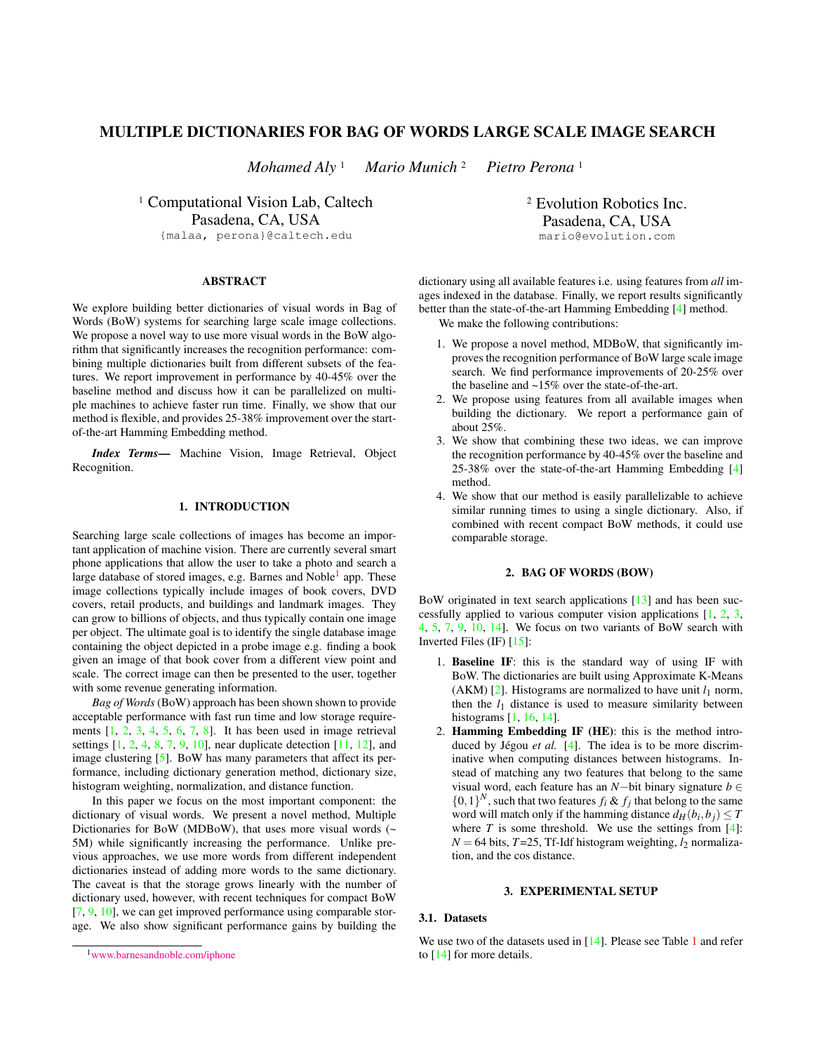# MULTIPLE DICTIONARIES FOR BAG OF WORDS LARGE SCALE IMAGE SEARCH

*Mohamed Aly* [1] *Mario Munich* [2] *Pietro Perona* [1]

[1] Computational Vision Lab, Caltech
Pasadena, CA, USA
{malaa, perona}@caltech.edu

[2] Evolution Robotics Inc.
Pasadena, CA, USA
mario@evolution.com

## ABSTRACT

We explore building better dictionaries of visual words in Bag of Words (BoW) systems for searching large scale image collections. We propose a novel way to use more visual words in the BoW algorithm that significantly increases the recognition performance: combining multiple dictionaries built from different subsets of the features. We report improvement in performance by 40-45% over the baseline method and discuss how it can be parallelized on multiple machines to achieve faster run time. Finally, we show that our method is flexible, and provides 25-38% improvement over the start-of-the-art Hamming Embedding method.

***Index Terms*—** Machine Vision, Image Retrieval, Object Recognition.

## 1. INTRODUCTION

Searching large scale collections of images has become an important application of machine vision. There are currently several smart phone applications that allow the user to take a photo and search a large database of stored images, e.g. Barnes and Noble[1] app. These image collections typically include images of book covers, DVD covers, retail products, and buildings and landmark images. They can grow to billions of objects, and thus typically contain one image per object. The ultimate goal is to identify the single database image containing the object depicted in a probe image e.g. finding a book given an image of that book cover from a different view point and scale. The correct image can then be presented to the user, together with some revenue generating information.

*Bag of Words* (BoW) approach has been shown shown to provide acceptable performance with fast run time and low storage requirements [1, 2, 3, 4, 5, 6, 7, 8]. It has been used in image retrieval settings [1, 2, 4, 8, 7, 9, 10], near duplicate detection [11, 12], and image clustering [5]. BoW has many parameters that affect its performance, including dictionary generation method, dictionary size, histogram weighting, normalization, and distance function.

In this paper we focus on the most important component: the dictionary of visual words. We present a novel method, Multiple Dictionaries for BoW (MDBoW), that uses more visual words (~ 5M) while significantly increasing the performance. Unlike previous approaches, we use more words from different independent dictionaries instead of adding more words to the same dictionary. The caveat is that the storage grows linearly with the number of dictionary used, however, with recent techniques for compact BoW [7, 9, 10], we can get improved performance using comparable storage. We also show significant performance gains by building the dictionary using all available features i.e. using features from *all* images indexed in the database. Finally, we report results significantly better than the state-of-the-art Hamming Embedding [4] method.

We make the following contributions:

1. We propose a novel method, MDBoW, that significantly improves the recognition performance of BoW large scale image search. We find performance improvements of 20-25% over the baseline and ~15% over the state-of-the-art.
2. We propose using features from all available images when building the dictionary. We report a performance gain of about 25%.
3. We show that combining these two ideas, we can improve the recognition performance by 40-45% over the baseline and 25-38% over the state-of-the-art Hamming Embedding [4] method.
4. We show that our method is easily parallelizable to achieve similar running times to using a single dictionary. Also, if combined with recent compact BoW methods, it could use comparable storage.

## 2. BAG OF WORDS (BOW)

BoW originated in text search applications [13] and has been successfully applied to various computer vision applications [1, 2, 3, 4, 5, 7, 9, 10, 14]. We focus on two variants of BoW search with Inverted Files (IF) [15]:

1. **Baseline IF**: this is the standard way of using IF with BoW. The dictionaries are built using Approximate K-Means (AKM) [2]. Histograms are normalized to have unit $l_1$ norm, then the $l_1$ distance is used to measure similarity between histograms [1, 16, 14].
2. **Hamming Embedding IF (HE)**: this is the method introduced by Jégou *et al.* [4]. The idea is to be more discriminative when computing distances between histograms. Instead of matching any two features that belong to the same visual word, each feature has an $N-$bit binary signature $b \in \{0,1\}^N$, such that two features $f_i$ & $f_j$ that belong to the same word will match only if the hamming distance $d_H(b_i, b_j) \leq T$ where $T$ is some threshold. We use the settings from [4]: $N = 64$ bits, $T$=25, Tf-Idf histogram weighting, $l_2$ normalization, and the cos distance.

## 3. EXPERIMENTAL SETUP

### 3.1. Datasets

We use two of the datasets used in [14]. Please see Table 1 and refer to [14] for more details.

[1] www.barnesandnoble.com/iphone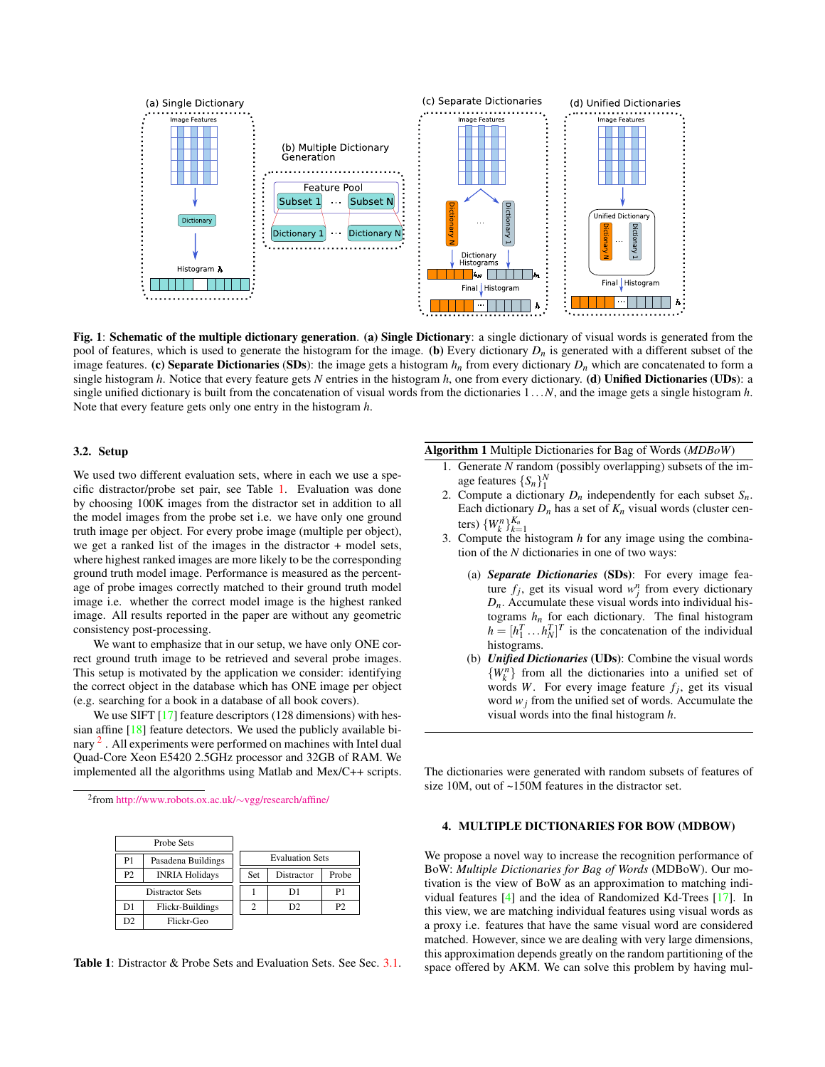**Fig. 1**: **Schematic of the multiple dictionary generation**. **(a) Single Dictionary**: a single dictionary of visual words is generated from the pool of features, which is used to generate the histogram for the image. **(b)** Every dictionary $D_n$ is generated with a different subset of the image features. **(c) Separate Dictionaries** (**SDs**): the image gets a histogram $h_n$ from every dictionary $D_n$ which are concatenated to form a single histogram $h$. Notice that every feature gets $N$ entries in the histogram $h$, one from every dictionary. **(d) Unified Dictionaries** (**UDs**): a single unified dictionary is built from the concatenation of visual words from the dictionaries $1 \dots N$, and the image gets a single histogram $h$. Note that every feature gets only one entry in the histogram $h$.

### 3.2. Setup

We used two different evaluation sets, where in each we use a specific distractor/probe set pair, see Table 1. Evaluation was done by choosing 100K images from the distractor set in addition to all the model images from the probe set i.e. we have only one ground truth image per object. For every probe image (multiple per object), we get a ranked list of the images in the distractor + model sets, where highest ranked images are more likely to be the corresponding ground truth model image. Performance is measured as the percentage of probe images correctly matched to their ground truth model image i.e. whether the correct model image is the highest ranked image. All results reported in the paper are without any geometric consistency post-processing.

We want to emphasize that in our setup, we have only ONE correct ground truth image to be retrieved and several probe images. This setup is motivated by the application we consider: identifying the correct object in the database which has ONE image per object (e.g. searching for a book in a database of all book covers).

We use SIFT [17] feature descriptors (128 dimensions) with hessian affine [18] feature detectors. We used the publicly available binary [2]. All experiments were performed on machines with Intel dual Quad-Core Xeon E5420 2.5GHz processor and 32GB of RAM. We implemented all the algorithms using Matlab and Mex/C++ scripts.

[2] from http://www.robots.ox.ac.uk/~vgg/research/affine/

| Probe Sets | |
|---|---|
| P1 | Pasadena Buildings |
| P2 | INRIA Holidays |
| **Distractor Sets** | |
| D1 | Flickr-Buildings |
| D2 | Flickr-Geo |

| Evaluation Sets | | |
|---|---|---|
| Set | Distractor | Probe |
| 1 | D1 | P1 |
| 2 | D2 | P2 |

**Table 1**: Distractor & Probe Sets and Evaluation Sets. See Sec. 3.1.

**Algorithm 1** Multiple Dictionaries for Bag of Words (*MDBoW*)

1. Generate $N$ random (possibly overlapping) subsets of the image features $\{S_n\}_1^N$
2. Compute a dictionary $D_n$ independently for each subset $S_n$. Each dictionary $D_n$ has a set of $K_n$ visual words (cluster centers) $\{W_k^n\}_{k=1}^{K_n}$
3. Compute the histogram $h$ for any image using the combination of the $N$ dictionaries in one of two ways:
   (a) ***Separate Dictionaries*** (**SDs**): For every image feature $f_j$, get its visual word $w_j^n$ from every dictionary $D_n$. Accumulate these visual words into individual histograms $h_n$ for each dictionary. The final histogram $h = [h_1^T \dots h_N^T]^T$ is the concatenation of the individual histograms.
   (b) ***Unified Dictionaries*** (**UDs**): Combine the visual words $\{W_k^n\}$ from all the dictionaries into a unified set of words $W$. For every image feature $f_j$, get its visual word $w_j$ from the unified set of words. Accumulate the visual words into the final histogram $h$.

The dictionaries were generated with random subsets of features of size 10M, out of ~150M features in the distractor set.

## 4. MULTIPLE DICTIONARIES FOR BOW (MDBOW)

We propose a novel way to increase the recognition performance of BoW: *Multiple Dictionaries for Bag of Words* (MDBoW). Our motivation is the view of BoW as an approximation to matching individual features [4] and the idea of Randomized Kd-Trees [17]. In this view, we are matching individual features using visual words as a proxy i.e. features that have the same visual word are considered matched. However, since we are dealing with very large dimensions, this approximation depends greatly on the random partitioning of the space offered by AKM. We can solve this problem by having mul-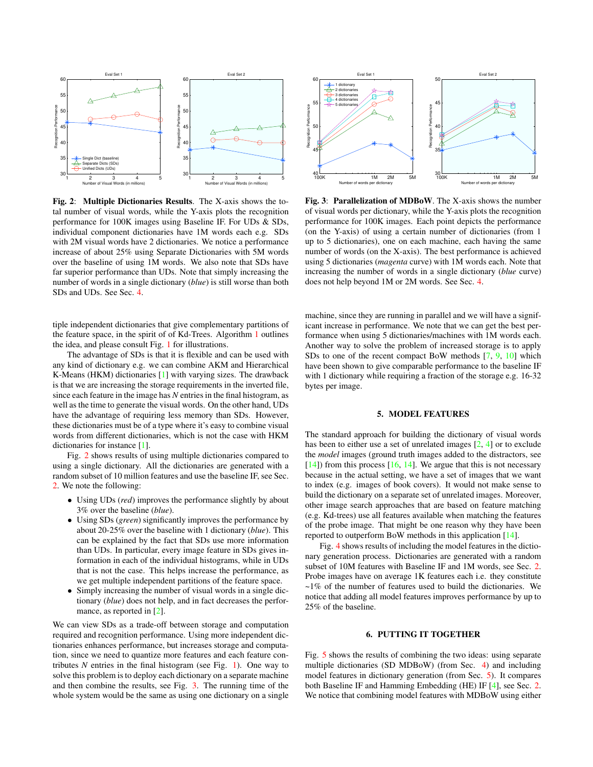**Fig. 2**: **Multiple Dictionaries Results**. The X-axis shows the total number of visual words, while the Y-axis plots the recognition performance for 100K images using Baseline IF. For UDs & SDs, individual component dictionaries have 1M words each e.g. SDs with 2M visual words have 2 dictionaries. We notice a performance increase of about 25% using Separate Dictionaries with 5M words over the baseline of using 1M words. We also note that SDs have far superior performance than UDs. Note that simply increasing the number of words in a single dictionary (*blue*) is still worse than both SDs and UDs. See Sec. 4.

**Fig. 3**: **Parallelization of MDBoW**. The X-axis shows the number of visual words per dictionary, while the Y-axis plots the recognition performance for 100K images. Each point depicts the performance (on the Y-axis) of using a certain number of dictionaries (from 1 up to 5 dictionaries), one on each machine, each having the same number of words (on the X-axis). The best performance is achieved using 5 dictionaries (*magenta* curve) with 1M words each. Note that increasing the number of words in a single dictionary (*blue* curve) does not help beyond 1M or 2M words. See Sec. 4.

tiple independent dictionaries that give complementary partitions of the feature space, in the spirit of of Kd-Trees. Algorithm 1 outlines the idea, and please consult Fig. 1 for illustrations.

The advantage of SDs is that it is flexible and can be used with any kind of dictionary e.g. we can combine AKM and Hierarchical K-Means (HKM) dictionaries [1] with varying sizes. The drawback is that we are increasing the storage requirements in the inverted file, since each feature in the image has *N* entries in the final histogram, as well as the time to generate the visual words. On the other hand, UDs have the advantage of requiring less memory than SDs. However, these dictionaries must be of a type where it's easy to combine visual words from different dictionaries, which is not the case with HKM dictionaries for instance [1].

Fig. 2 shows results of using multiple dictionaries compared to using a single dictionary. All the dictionaries are generated with a random subset of 10 million features and use the baseline IF, see Sec. 2. We note the following:

- Using UDs (*red*) improves the performance slightly by about 3% over the baseline (*blue*).
- Using SDs (*green*) significantly improves the performance by about 20-25% over the baseline with 1 dictionary (*blue*). This can be explained by the fact that SDs use more information than UDs. In particular, every image feature in SDs gives information in each of the individual histograms, while in UDs that is not the case. This helps increase the performance, as we get multiple independent partitions of the feature space.
- Simply increasing the number of visual words in a single dictionary (*blue*) does not help, and in fact decreases the performance, as reported in [2].

We can view SDs as a trade-off between storage and computation required and recognition performance. Using more independent dictionaries enhances performance, but increases storage and computation, since we need to quantize more features and each feature contributes *N* entries in the final histogram (see Fig. 1). One way to solve this problem is to deploy each dictionary on a separate machine and then combine the results, see Fig. 3. The running time of the whole system would be the same as using one dictionary on a single machine, since they are running in parallel and we will have a significant increase in performance. We note that we can get the best performance when using 5 dictionaries/machines with 1M words each. Another way to solve the problem of increased storage is to apply SDs to one of the recent compact BoW methods [7, 9, 10] which have been shown to give comparable performance to the baseline IF with 1 dictionary while requiring a fraction of the storage e.g. 16-32 bytes per image.

## 5. MODEL FEATURES

The standard approach for building the dictionary of visual words has been to either use a set of unrelated images [2, 4] or to exclude the *model* images (ground truth images added to the distractors, see [14]) from this process [16, 14]. We argue that this is not necessary because in the actual setting, we have a set of images that we want to index (e.g. images of book covers). It would not make sense to build the dictionary on a separate set of unrelated images. Moreover, other image search approaches that are based on feature matching (e.g. Kd-trees) use all features available when matching the features of the probe image. That might be one reason why they have been reported to outperform BoW methods in this application [14].

Fig. 4 shows results of including the model features in the dictionary generation process. Dictionaries are generated with a random subset of 10M features with Baseline IF and 1M words, see Sec. 2. Probe images have on average 1K features each i.e. they constitute ~1% of the number of features used to build the dictionaries. We notice that adding all model features improves performance by up to 25% of the baseline.

## 6. PUTTING IT TOGETHER

Fig. 5 shows the results of combining the two ideas: using separate multiple dictionaries (SD MDBoW) (from Sec. 4) and including model features in dictionary generation (from Sec. 5). It compares both Baseline IF and Hamming Embedding (HE) IF [4], see Sec. 2. We notice that combining model features with MDBoW using either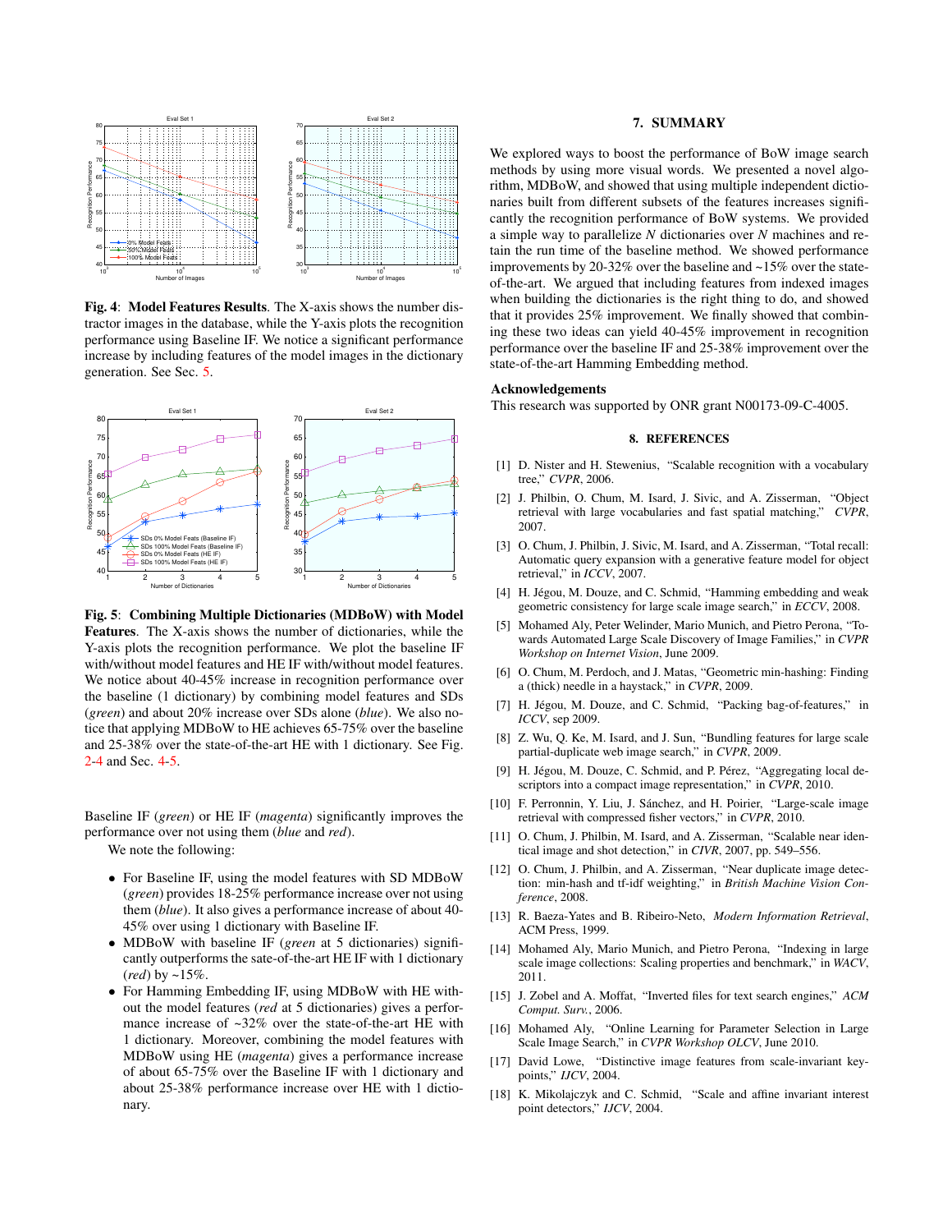Eval Set 1

80, 75, 70, 65, 60, 55, 50, 45, 40

Recognition Performance

$10^3$, $10^4$, $10^5$

Number of Images

0% Model Feats
50% Model Feats
100% Model Feats

Eval Set 2

70, 65, 60, 55, 50, 45, 40, 35, 30

Recognition Performance

$10^3$, $10^4$, $10^5$

Number of Images

**Fig. 4**: **Model Features Results**. The X-axis shows the number distractor images in the database, while the Y-axis plots the recognition performance using Baseline IF. We notice a significant performance increase by including features of the model images in the dictionary generation. See Sec. 5.

Eval Set 1

80, 75, 70, 65, 60, 55, 50, 45, 40

Recognition Performance

1, 2, 3, 4, 5

Number of Dictionaries

SDs 0% Model Feats (Baseline IF)
SDs 100% Model Feats (Baseline IF)
SDs 0% Model Feats (HE IF)
SDs 100% Model Feats (HE IF)

Eval Set 2

70, 65, 60, 55, 50, 45, 40, 35, 30

Recognition Performance

1, 2, 3, 4, 5

Number of Dictionaries

**Fig. 5**: **Combining Multiple Dictionaries (MDBoW) with Model Features**. The X-axis shows the number of dictionaries, while the Y-axis plots the recognition performance. We plot the baseline IF with/without model features and HE IF with/without model features. We notice about 40-45% increase in recognition performance over the baseline (1 dictionary) by combining model features and SDs (*green*) and about 20% increase over SDs alone (*blue*). We also notice that applying MDBoW to HE achieves 65-75% over the baseline and 25-38% over the state-of-the-art HE with 1 dictionary. See Fig. 2-4 and Sec. 4-5.

Baseline IF (*green*) or HE IF (*magenta*) significantly improves the performance over not using them (*blue* and *red*).

We note the following:

- For Baseline IF, using the model features with SD MDBoW (*green*) provides 18-25% performance increase over not using them (*blue*). It also gives a performance increase of about 40-45% over using 1 dictionary with Baseline IF.
- MDBoW with baseline IF (*green* at 5 dictionaries) significantly outperforms the sate-of-the-art HE IF with 1 dictionary (*red*) by ~15%.
- For Hamming Embedding IF, using MDBoW with HE without the model features (*red* at 5 dictionaries) gives a performance increase of ~32% over the state-of-the-art HE with 1 dictionary. Moreover, combining the model features with MDBoW using HE (*magenta*) gives a performance increase of about 65-75% over the Baseline IF with 1 dictionary and about 25-38% performance increase over HE with 1 dictionary.

## 7. SUMMARY

We explored ways to boost the performance of BoW image search methods by using more visual words. We presented a novel algorithm, MDBoW, and showed that using multiple independent dictionaries built from different subsets of the features increases significantly the recognition performance of BoW systems. We provided a simple way to parallelize $N$ dictionaries over $N$ machines and retain the run time of the baseline method. We showed performance improvements by 20-32% over the baseline and ~15% over the state-of-the-art. We argued that including features from indexed images when building the dictionaries is the right thing to do, and showed that it provides 25% improvement. We finally showed that combining these two ideas can yield 40-45% improvement in recognition performance over the baseline IF and 25-38% improvement over the state-of-the-art Hamming Embedding method.

### Acknowledgements

This research was supported by ONR grant N00173-09-C-4005.

## 8. REFERENCES

[1] D. Nister and H. Stewenius, "Scalable recognition with a vocabulary tree," *CVPR*, 2006.

[2] J. Philbin, O. Chum, M. Isard, J. Sivic, and A. Zisserman, "Object retrieval with large vocabularies and fast spatial matching," *CVPR*, 2007.

[3] O. Chum, J. Philbin, J. Sivic, M. Isard, and A. Zisserman, "Total recall: Automatic query expansion with a generative feature model for object retrieval," in *ICCV*, 2007.

[4] H. Jégou, M. Douze, and C. Schmid, "Hamming embedding and weak geometric consistency for large scale image search," in *ECCV*, 2008.

[5] Mohamed Aly, Peter Welinder, Mario Munich, and Pietro Perona, "Towards Automated Large Scale Discovery of Image Families," in *CVPR Workshop on Internet Vision*, June 2009.

[6] O. Chum, M. Perdoch, and J. Matas, "Geometric min-hashing: Finding a (thick) needle in a haystack," in *CVPR*, 2009.

[7] H. Jégou, M. Douze, and C. Schmid, "Packing bag-of-features," in *ICCV*, sep 2009.

[8] Z. Wu, Q. Ke, M. Isard, and J. Sun, "Bundling features for large scale partial-duplicate web image search," in *CVPR*, 2009.

[9] H. Jégou, M. Douze, C. Schmid, and P. Pérez, "Aggregating local descriptors into a compact image representation," in *CVPR*, 2010.

[10] F. Perronnin, Y. Liu, J. Sánchez, and H. Poirier, "Large-scale image retrieval with compressed fisher vectors," in *CVPR*, 2010.

[11] O. Chum, J. Philbin, M. Isard, and A. Zisserman, "Scalable near identical image and shot detection," in *CIVR*, 2007, pp. 549–556.

[12] O. Chum, J. Philbin, and A. Zisserman, "Near duplicate image detection: min-hash and tf-idf weighting," in *British Machine Vision Conference*, 2008.

[13] R. Baeza-Yates and B. Ribeiro-Neto, *Modern Information Retrieval*, ACM Press, 1999.

[14] Mohamed Aly, Mario Munich, and Pietro Perona, "Indexing in large scale image collections: Scaling properties and benchmark," in *WACV*, 2011.

[15] J. Zobel and A. Moffat, "Inverted files for text search engines," *ACM Comput. Surv.*, 2006.

[16] Mohamed Aly, "Online Learning for Parameter Selection in Large Scale Image Search," in *CVPR Workshop OLCV*, June 2010.

[17] David Lowe, "Distinctive image features from scale-invariant keypoints," *IJCV*, 2004.

[18] K. Mikolajczyk and C. Schmid, "Scale and affine invariant interest point detectors," *IJCV*, 2004.